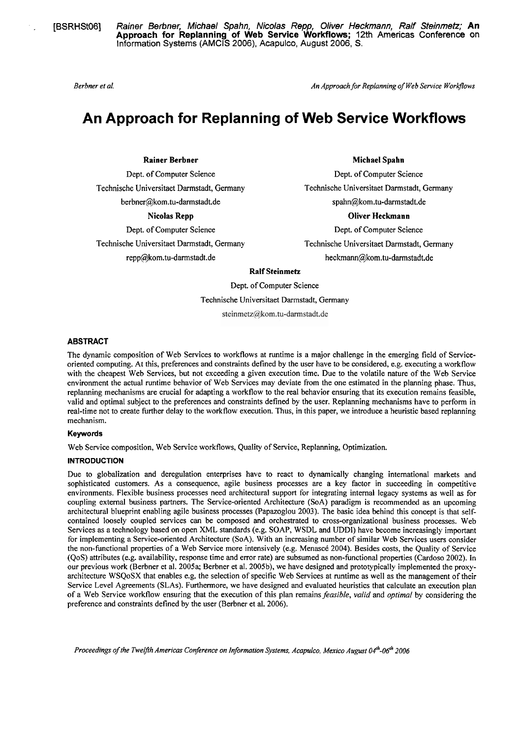[BSRHSt06] *Rainer Berbner, Michael Spahn, Nicolas Repp, Oliver Heckmann, Ralf Steinmetz;* **An Approach for Replanning of Web Service Workflows;** 12th Americas Conference on Information Systems (AMCIS 2006), Acapulco, August 2006, S.

# An Approach for Replanning of Web Service Workflows

**Rainer Berbner**
Dept. of Computer Science
Technische Universitaet Darmstadt, Germany
berbner@kom.tu-darmstadt.de

**Michael Spahn**
Dept. of Computer Science
Technische Universitaet Darmstadt, Germany
spahn@kom.tu-darmstadt.de

**Nicolas Repp**
Dept. of Computer Science
Technische Universitaet Darmstadt, Germany
repp@kom.tu-darmstadt.de

**Oliver Heckmann**
Dept. of Computer Science
Technische Universitaet Darmstadt, Germany
heckmann@kom.tu-darmstadt.de

**Ralf Steinmetz**
Dept. of Computer Science
Technische Universitaet Darmstadt, Germany
steinmetz@kom.tu-darmstadt.de

## ABSTRACT

The dynamic composition of Web Services to workflows at runtime is a major challenge in the emerging field of Service-oriented computing. At this, preferences and constraints defined by the user have to be considered, e.g. executing a workflow with the cheapest Web Services, but not exceeding a given execution time. Due to the volatile nature of the Web Service environment the actual runtime behavior of Web Services may deviate from the one estimated in the planning phase. Thus, replanning mechanisms are crucial for adapting a workflow to the real behavior ensuring that its execution remains feasible, valid and optimal subject to the preferences and constraints defined by the user. Replanning mechanisms have to perform in real-time not to create further delay to the workflow execution. Thus, in this paper, we introduce a heuristic based replanning mechanism.

### Keywords

Web Service composition, Web Service workflows, Quality of Service, Replanning, Optimization.

## INTRODUCTION

Due to globalization and deregulation enterprises have to react to dynamically changing international markets and sophisticated customers. As a consequence, agile business processes are a key factor in succeeding in competitive environments. Flexible business processes need architectural support for integrating internal legacy systems as well as for coupling external business partners. The Service-oriented Architecture (SoA) paradigm is recommended as an upcoming architectural blueprint enabling agile business processes (Papazoglou 2003). The basic idea behind this concept is that self-contained loosely coupled services can be composed and orchestrated to cross-organizational business processes. Web Services as a technology based on open XML standards (e.g. SOAP, WSDL and UDDI) have become increasingly important for implementing a Service-oriented Architecture (SoA). With an increasing number of similar Web Services users consider the non-functional properties of a Web Service more intensively (e.g. Menascé 2004). Besides costs, the Quality of Service (QoS) attributes (e.g. availability, response time and error rate) are subsumed as non-functional properties (Cardoso 2002). In our previous work (Berbner et al. 2005a; Berbner et al. 2005b), we have designed and prototypically implemented the proxy-architecture WSQoSX that enables e.g. the selection of specific Web Services at runtime as well as the management of their Service Level Agreements (SLAs). Furthermore, we have designed and evaluated heuristics that calculate an execution plan of a Web Service workflow ensuring that the execution of this plan remains *feasible*, *valid* and *optimal* by considering the preference and constraints defined by the user (Berbner et al. 2006).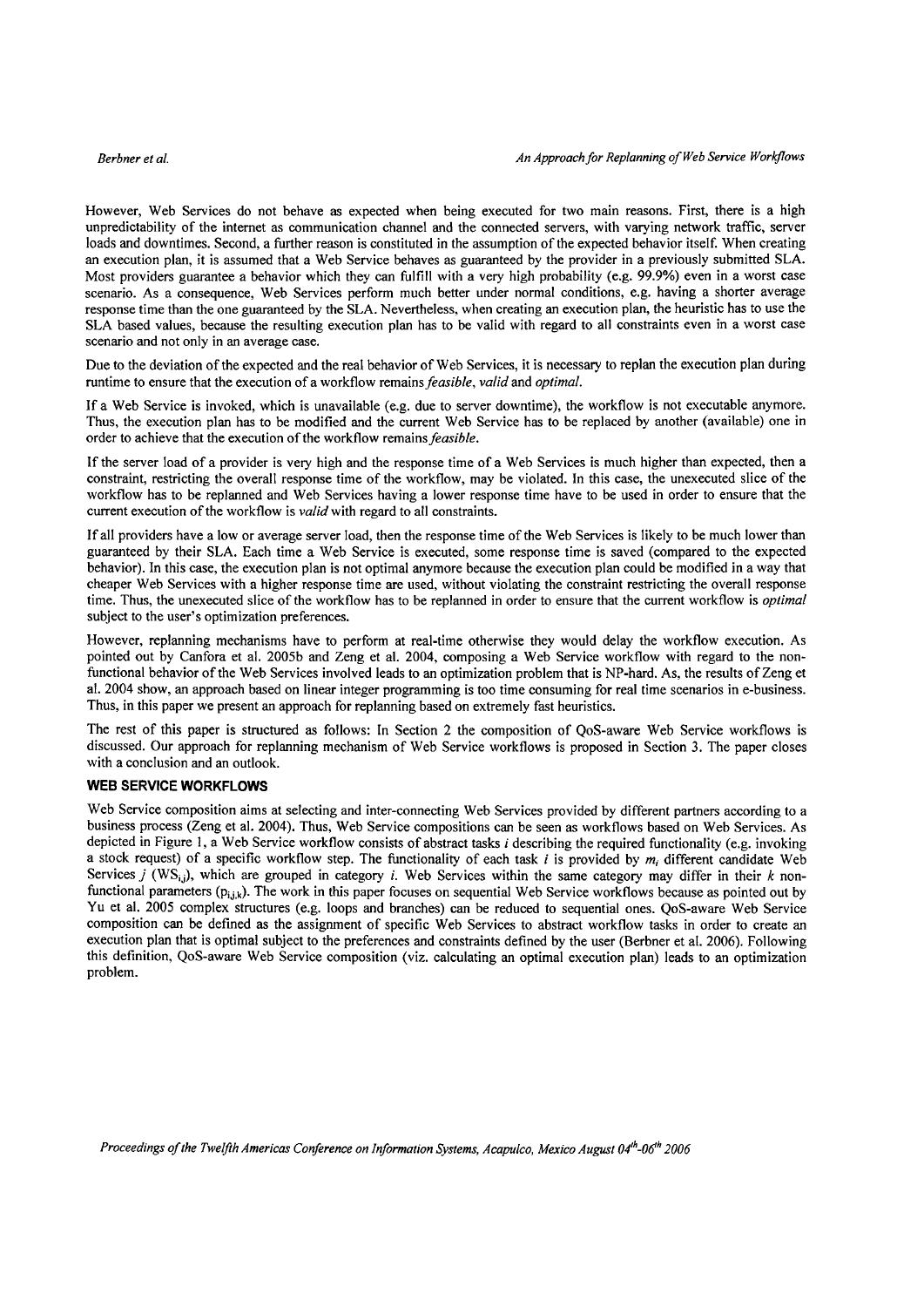However, Web Services do not behave as expected when being executed for two main reasons. First, there is a high unpredictability of the internet as communication channel and the connected servers, with varying network traffic, server loads and downtimes. Second, a further reason is constituted in the assumption of the expected behavior itself. When creating an execution plan, it is assumed that a Web Service behaves as guaranteed by the provider in a previously submitted SLA. Most providers guarantee a behavior which they can fulfill with a very high probability (e.g. 99.9%) even in a worst case scenario. As a consequence, Web Services perform much better under normal conditions, e.g. having a shorter average response time than the one guaranteed by the SLA. Nevertheless, when creating an execution plan, the heuristic has to use the SLA based values, because the resulting execution plan has to be valid with regard to all constraints even in a worst case scenario and not only in an average case.

Due to the deviation of the expected and the real behavior of Web Services, it is necessary to replan the execution plan during runtime to ensure that the execution of a workflow remains *feasible*, *valid* and *optimal*.

If a Web Service is invoked, which is unavailable (e.g. due to server downtime), the workflow is not executable anymore. Thus, the execution plan has to be modified and the current Web Service has to be replaced by another (available) one in order to achieve that the execution of the workflow remains *feasible*.

If the server load of a provider is very high and the response time of a Web Services is much higher than expected, then a constraint, restricting the overall response time of the workflow, may be violated. In this case, the unexecuted slice of the workflow has to be replanned and Web Services having a lower response time have to be used in order to ensure that the current execution of the workflow is *valid* with regard to all constraints.

If all providers have a low or average server load, then the response time of the Web Services is likely to be much lower than guaranteed by their SLA. Each time a Web Service is executed, some response time is saved (compared to the expected behavior). In this case, the execution plan is not optimal anymore because the execution plan could be modified in a way that cheaper Web Services with a higher response time are used, without violating the constraint restricting the overall response time. Thus, the unexecuted slice of the workflow has to be replanned in order to ensure that the current workflow is *optimal* subject to the user's optimization preferences.

However, replanning mechanisms have to perform at real-time otherwise they would delay the workflow execution. As pointed out by Canfora et al. 2005b and Zeng et al. 2004, composing a Web Service workflow with regard to the non-functional behavior of the Web Services involved leads to an optimization problem that is NP-hard. As, the results of Zeng et al. 2004 show, an approach based on linear integer programming is too time consuming for real time scenarios in e-business. Thus, in this paper we present an approach for replanning based on extremely fast heuristics.

The rest of this paper is structured as follows: In Section 2 the composition of QoS-aware Web Service workflows is discussed. Our approach for replanning mechanism of Web Service workflows is proposed in Section 3. The paper closes with a conclusion and an outlook.

## WEB SERVICE WORKFLOWS

Web Service composition aims at selecting and inter-connecting Web Services provided by different partners according to a business process (Zeng et al. 2004). Thus, Web Service compositions can be seen as workflows based on Web Services. As depicted in Figure 1, a Web Service workflow consists of abstract tasks $i$ describing the required functionality (e.g. invoking a stock request) of a specific workflow step. The functionality of each task $i$ is provided by $m_i$ different candidate Web Services $j$ ($WS_{i,j}$), which are grouped in category $i$. Web Services within the same category may differ in their $k$ non-functional parameters ($p_{i,j,k}$). The work in this paper focuses on sequential Web Service workflows because as pointed out by Yu et al. 2005 complex structures (e.g. loops and branches) can be reduced to sequential ones. QoS-aware Web Service composition can be defined as the assignment of specific Web Services to abstract workflow tasks in order to create an execution plan that is optimal subject to the preferences and constraints defined by the user (Berbner et al. 2006). Following this definition, QoS-aware Web Service composition (viz. calculating an optimal execution plan) leads to an optimization problem.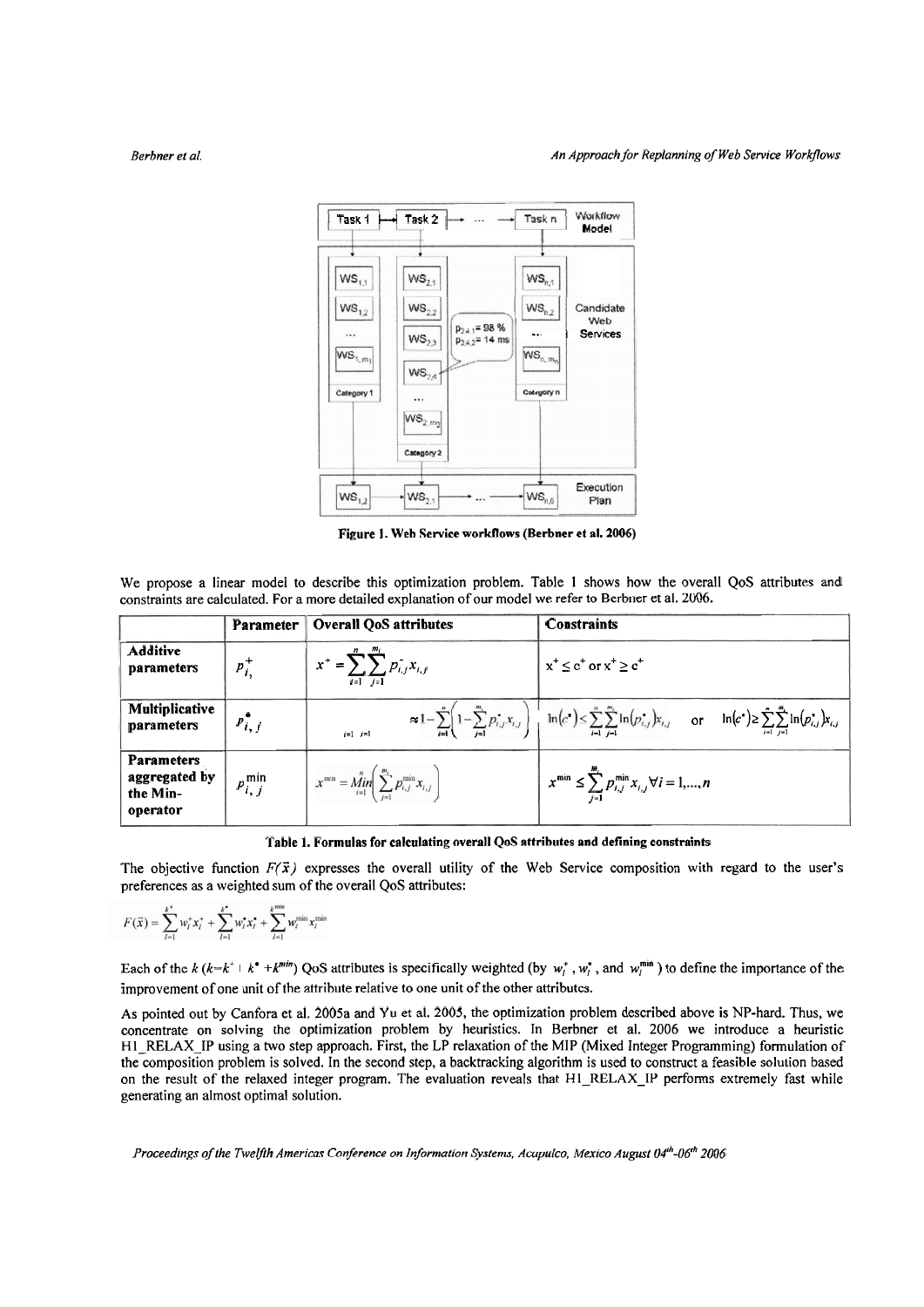Figure 1. Web Service workflows (Berbner et al. 2006)

We propose a linear model to describe this optimization problem. Table 1 shows how the overall QoS attributes and constraints are calculated. For a more detailed explanation of our model we refer to Berbner et al. 2006.

| | Parameter | Overall QoS attributes | Constraints |
|---|---|---|---|
| **Additive parameters** | $p_{i,j}^{+}$ | $x^{+} = \sum_{i=1}^{n} \sum_{j=1}^{m_i} p_{i,j}^{+} x_{i,j}$ | $x^{+} \leq c^{+}$ or $x^{+} \geq c^{+}$ |
| **Multiplicative parameters** | $p_{i,j}^{*}$ | $\approx 1 - \sum_{i=1}^{n} \left( 1 - \sum_{j=1}^{m_i} p_{i,j}^{*} x_{i,j} \right)$ | $\ln(c^{*}) \leq \sum_{i=1}^{n} \sum_{j=1}^{m_i} \ln(p_{i,j}^{*}) x_{i,j}$ or $\ln(c^{*}) \geq \sum_{i=1}^{n} \sum_{j=1}^{m_i} \ln(p_{i,j}^{*}) x_{i,j}$ |
| **Parameters aggregated by the Min-operator** | $p_{i,j}^{\min}$ | $x^{\min} = \underset{i=1}{\overset{n}{Min}} \left( \sum_{j=1}^{m_i} p_{i,j}^{\min} x_{i,j} \right)$ | $x^{\min} \leq \sum_{j=1}^{m_i} p_{i,j}^{\min} x_{i,j} \forall i = 1,\ldots,n$ |

**Table 1. Formulas for calculating overall QoS attributes and defining constraints**

The objective function $F(\vec{x})$ expresses the overall utility of the Web Service composition with regard to the user's preferences as a weighted sum of the overall QoS attributes:

$$F(\vec{x}) = \sum_{l=1}^{k^{+}} w_l^{+} x_l^{+} + \sum_{l=1}^{k^{*}} w_l^{*} x_l^{*} + \sum_{l=1}^{k^{\min}} w_l^{\min} x_l^{\min}$$

Each of the $k$ ($k = k^{+} + k^{*} + k^{min}$) QoS attributes is specifically weighted (by $w_l^{+}$, $w_l^{*}$, and $w_l^{\min}$) to define the importance of the improvement of one unit of the attribute relative to one unit of the other attributes.

As pointed out by Canfora et al. 2005a and Yu et al. 2005, the optimization problem described above is NP-hard. Thus, we concentrate on solving the optimization problem by heuristics. In Berbner et al. 2006 we introduce a heuristic H1_RELAX_IP using a two step approach. First, the LP relaxation of the MIP (Mixed Integer Programming) formulation of the composition problem is solved. In the second step, a backtracking algorithm is used to construct a feasible solution based on the result of the relaxed integer program. The evaluation reveals that H1_RELAX_IP performs extremely fast while generating an almost optimal solution.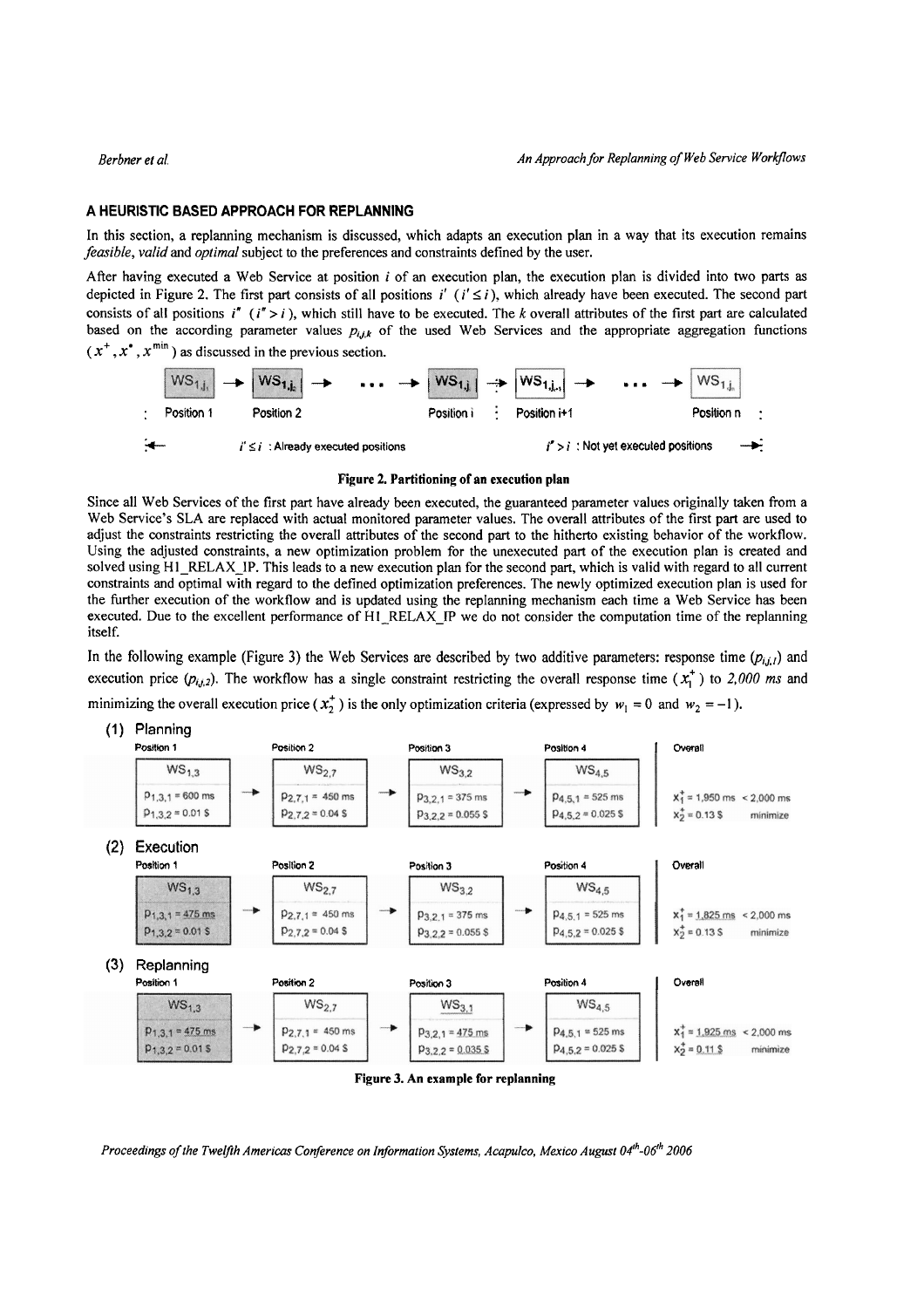## A HEURISTIC BASED APPROACH FOR REPLANNING

In this section, a replanning mechanism is discussed, which adapts an execution plan in a way that its execution remains *feasible*, *valid* and *optimal* subject to the preferences and constraints defined by the user.

After having executed a Web Service at position $i$ of an execution plan, the execution plan is divided into two parts as depicted in Figure 2. The first part consists of all positions $i'$ $(i' \leq i)$, which already have been executed. The second part consists of all positions $i''$ $(i'' > i)$, which still have to be executed. The $k$ overall attributes of the first part are calculated based on the according parameter values $p_{i,j,k}$ of the used Web Services and the appropriate aggregation functions $(x^+, x^*, x^{min})$ as discussed in the previous section.

$WS_{1,j_1} \rightarrow WS_{1,j_2} \rightarrow \ldots \rightarrow WS_{1,j_i} \rightarrow WS_{1,j_{i+1}} \rightarrow \ldots \rightarrow WS_{1,j_n}$

Position 1 | Position 2 | Position i | Position i+1 | Position n

$i' \leq i$ : Already executed positions — $i'' > i$ : Not yet executed positions

**Figure 2. Partitioning of an execution plan**

Since all Web Services of the first part have already been executed, the guaranteed parameter values originally taken from a Web Service's SLA are replaced with actual monitored parameter values. The overall attributes of the first part are used to adjust the constraints restricting the overall attributes of the second part to the hitherto existing behavior of the workflow. Using the adjusted constraints, a new optimization problem for the unexecuted part of the execution plan is created and solved using H1_RELAX_IP. This leads to a new execution plan for the second part, which is valid with regard to all current constraints and optimal with regard to the defined optimization preferences. The newly optimized execution plan is used for the further execution of the workflow and is updated using the replanning mechanism each time a Web Service has been executed. Due to the excellent performance of H1_RELAX_IP we do not consider the computation time of the replanning itself.

In the following example (Figure 3) the Web Services are described by two additive parameters: response time ($p_{i,j,1}$) and execution price ($p_{i,j,2}$). The workflow has a single constraint restricting the overall response time ($x_1^+$) to *2,000 ms* and minimizing the overall execution price ($x_2^+$) is the only optimization criteria (expressed by $w_1 = 0$ and $w_2 = -1$).

**(1) Planning**

| Position 1 | Position 2 | Position 3 | Position 4 | Overall |
|---|---|---|---|---|
| $WS_{1,3}$ | $WS_{2,7}$ | $WS_{3,2}$ | $WS_{4,5}$ | |
| $p_{1,3,1}$ = 600 ms | $p_{2,7,1}$ = 450 ms | $p_{3,2,1}$ = 375 ms | $p_{4,5,1}$ = 525 ms | $x_1^+$ = 1,950 ms < 2,000 ms |
| $p_{1,3,2}$ = 0.01 $ | $p_{2,7,2}$ = 0.04 $ | $p_{3,2,2}$ = 0.055 $ | $p_{4,5,2}$ = 0.025 $ | $x_2^+$ = 0.13 $ minimize |

**(2) Execution**

| Position 1 | Position 2 | Position 3 | Position 4 | Overall |
|---|---|---|---|---|
| $WS_{1,3}$ | $WS_{2,7}$ | $WS_{3,2}$ | $WS_{4,5}$ | |
| $p_{1,3,1}$ = 475 ms | $p_{2,7,1}$ = 450 ms | $p_{3,2,1}$ = 375 ms | $p_{4,5,1}$ = 525 ms | $x_1^+$ = 1,825 ms < 2,000 ms |
| $p_{1,3,2}$ = 0.01 $ | $p_{2,7,2}$ = 0.04 $ | $p_{3,2,2}$ = 0.055 $ | $p_{4,5,2}$ = 0.025 $ | $x_2^+$ = 0.13 $ minimize |

**(3) Replanning**

| Position 1 | Position 2 | Position 3 | Position 4 | Overall |
|---|---|---|---|---|
| $WS_{1,3}$ | $WS_{2,7}$ | $WS_{3,1}$ | $WS_{4,5}$ | |
| $p_{1,3,1}$ = 475 ms | $p_{2,7,1}$ = 450 ms | $p_{3,2,1}$ = 475 ms | $p_{4,5,1}$ = 525 ms | $x_1^+$ = 1,925 ms < 2,000 ms |
| $p_{1,3,2}$ = 0.01 $ | $p_{2,7,2}$ = 0.04 $ | $p_{3,2,2}$ = 0.035 $ | $p_{4,5,2}$ = 0.025 $ | $x_2^+$ = 0.11 $ minimize |

**Figure 3. An example for replanning**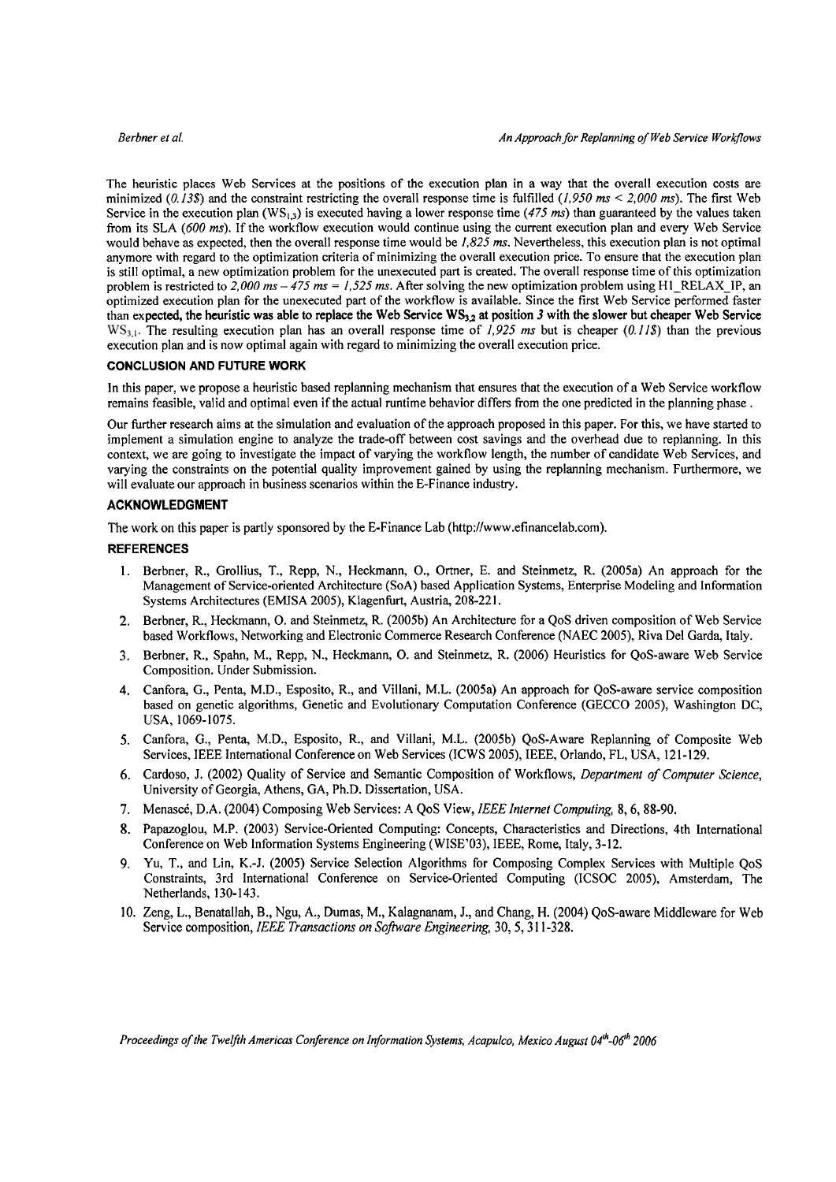The heuristic places Web Services at the positions of the execution plan in a way that the overall execution costs are minimized (*0.13$*) and the constraint restricting the overall response time is fulfilled (*1,950 ms < 2,000 ms*). The first Web Service in the execution plan ($WS_{1,3}$) is executed having a lower response time (*475 ms*) than guaranteed by the values taken from its SLA (*600 ms*). If the workflow execution would continue using the current execution plan and every Web Service would behave as expected, then the overall response time would be *1,825 ms*. Nevertheless, this execution plan is not optimal anymore with regard to the optimization criteria of minimizing the overall execution price. To ensure that the execution plan is still optimal, a new optimization problem for the unexecuted part is created. The overall response time of this optimization problem is restricted to *2,000 ms – 475 ms = 1,525 ms*. After solving the new optimization problem using H1_RELAX_IP, an optimized execution plan for the unexecuted part of the workflow is available. Since the first Web Service performed faster than expected, **the heuristic was able to replace the Web Service $WS_{3,2}$ at position *3* with the slower but cheaper Web Service** $WS_{3,1}$. The resulting execution plan has an overall response time of *1,925 ms* but is cheaper (*0.11$*) than the previous execution plan and is now optimal again with regard to minimizing the overall execution price.

### CONCLUSION AND FUTURE WORK

In this paper, we propose a heuristic based replanning mechanism that ensures that the execution of a Web Service workflow remains feasible, valid and optimal even if the actual runtime behavior differs from the one predicted in the planning phase .

Our further research aims at the simulation and evaluation of the approach proposed in this paper. For this, we have started to implement a simulation engine to analyze the trade-off between cost savings and the overhead due to replanning. In this context, we are going to investigate the impact of varying the workflow length, the number of candidate Web Services, and varying the constraints on the potential quality improvement gained by using the replanning mechanism. Furthermore, we will evaluate our approach in business scenarios within the E-Finance industry.

### ACKNOWLEDGMENT

The work on this paper is partly sponsored by the E-Finance Lab (http://www.efinancelab.com).

### REFERENCES

1. Berbner, R., Grollius, T., Repp, N., Heckmann, O., Ortner, E. and Steinmetz, R. (2005a) An approach for the Management of Service-oriented Architecture (SoA) based Application Systems, Enterprise Modeling and Information Systems Architectures (EMISA 2005), Klagenfurt, Austria, 208-221.
2. Berbner, R., Heckmann, O. and Steinmetz, R. (2005b) An Architecture for a QoS driven composition of Web Service based Workflows, Networking and Electronic Commerce Research Conference (NAEC 2005), Riva Del Garda, Italy.
3. Berbner, R., Spahn, M., Repp, N., Heckmann, O. and Steinmetz, R. (2006) Heuristics for QoS-aware Web Service Composition. Under Submission.
4. Canfora, G., Penta, M.D., Esposito, R., and Villani, M.L. (2005a) An approach for QoS-aware service composition based on genetic algorithms, Genetic and Evolutionary Computation Conference (GECCO 2005), Washington DC, USA, 1069-1075.
5. Canfora, G., Penta, M.D., Esposito, R., and Villani, M.L. (2005b) QoS-Aware Replanning of Composite Web Services, IEEE International Conference on Web Services (ICWS 2005), IEEE, Orlando, FL, USA, 121-129.
6. Cardoso, J. (2002) Quality of Service and Semantic Composition of Workflows, *Department of Computer Science*, University of Georgia, Athens, GA, Ph.D. Dissertation, USA.
7. Menascé, D.A. (2004) Composing Web Services: A QoS View, *IEEE Internet Computing*, 8, 6, 88-90.
8. Papazoglou, M.P. (2003) Service-Oriented Computing: Concepts, Characteristics and Directions, 4th International Conference on Web Information Systems Engineering (WISE'03), IEEE, Rome, Italy, 3-12.
9. Yu, T., and Lin, K.-J. (2005) Service Selection Algorithms for Composing Complex Services with Multiple QoS Constraints, 3rd International Conference on Service-Oriented Computing (ICSOC 2005), Amsterdam, The Netherlands, 130-143.
10. Zeng, L., Benatallah, B., Ngu, A., Dumas, M., Kalagnanam, J., and Chang, H. (2004) QoS-aware Middleware for Web Service composition, *IEEE Transactions on Software Engineering*, 30, 5, 311-328.